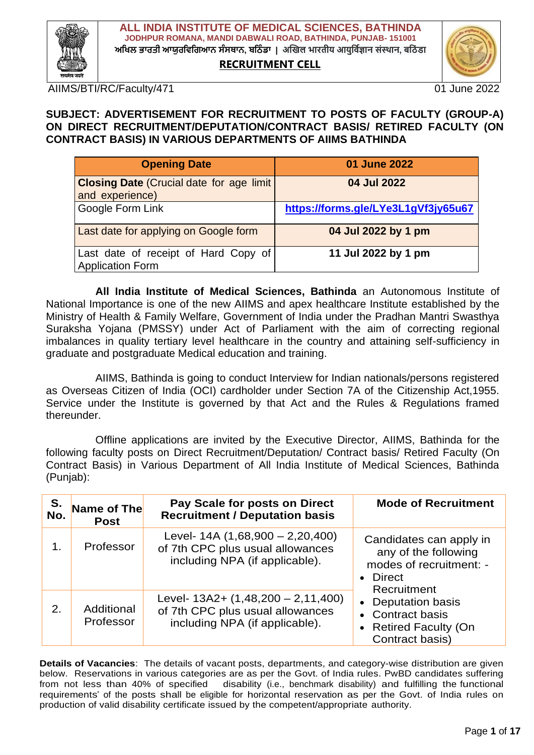# ALL INDIA INSTITUTE OF MEDICAL SCIENCES, BATHINDA

**JODHPUR ROMANA, MANDI DABWALI ROAD, BATHINDA, PUNJAB- 151001**

**ਅਖਿਲ ਭਾਰਤੀ ਆਯੁਰਵਿਗਿਆਨ ਸੰਸਥਾਨ, ਬਠਿੰਡਾ | अखिल भारतीय आयुर्विज्ञान संस्थान, बठिंडा**

**RECRUITMENT CELL**

AIIMS/BTI/RC/Faculty/471 — 01 June 2022

**SUBJECT: ADVERTISEMENT FOR RECRUITMENT TO POSTS OF FACULTY (GROUP-A) ON DIRECT RECRUITMENT/DEPUTATION/CONTRACT BASIS/ RETIRED FACULTY (ON CONTRACT BASIS) IN VARIOUS DEPARTMENTS OF AIIMS BATHINDA**

| **Opening Date** | **01 June 2022** |
|---|---|
| **Closing Date** (Crucial date for age limit and experience) | **04 Jul 2022** |
| Google Form Link | **https://forms.gle/LYe3L1gVf3jy65u67** |
| Last date for applying on Google form | **04 Jul 2022 by 1 pm** |
| Last date of receipt of Hard Copy of Application Form | **11 Jul 2022 by 1 pm** |

**All India Institute of Medical Sciences, Bathinda** an Autonomous Institute of National Importance is one of the new AIIMS and apex healthcare Institute established by the Ministry of Health & Family Welfare, Government of India under the Pradhan Mantri Swasthya Suraksha Yojana (PMSSY) under Act of Parliament with the aim of correcting regional imbalances in quality tertiary level healthcare in the country and attaining self-sufficiency in graduate and postgraduate Medical education and training.

AIIMS, Bathinda is going to conduct Interview for Indian nationals/persons registered as Overseas Citizen of India (OCI) cardholder under Section 7A of the Citizenship Act,1955. Service under the Institute is governed by that Act and the Rules & Regulations framed thereunder.

Offline applications are invited by the Executive Director, AIIMS, Bathinda for the following faculty posts on Direct Recruitment/Deputation/ Contract basis/ Retired Faculty (On Contract Basis) in Various Department of All India Institute of Medical Sciences, Bathinda (Punjab):

| S. No. | Name of The Post | Pay Scale for posts on Direct Recruitment / Deputation basis | Mode of Recruitment |
|---|---|---|---|
| 1. | Professor | Level- 14A (1,68,900 – 2,20,400) of 7th CPC plus usual allowances including NPA (if applicable). | Candidates can apply in any of the following modes of recruitment: - <br>• Direct Recruitment <br>• Deputation basis <br>• Contract basis <br>• Retired Faculty (On Contract basis) |
| 2. | Additional Professor | Level- 13A2+ (1,48,200 – 2,11,400) of 7th CPC plus usual allowances including NPA (if applicable). | |

**Details of Vacancies**: The details of vacant posts, departments, and category-wise distribution are given below. Reservations in various categories are as per the Govt. of India rules. PwBD candidates suffering from not less than 40% of specified disability (i.e., benchmark disability) and fulfilling the functional requirements' of the posts shall be eligible for horizontal reservation as per the Govt. of India rules on production of valid disability certificate issued by the competent/appropriate authority.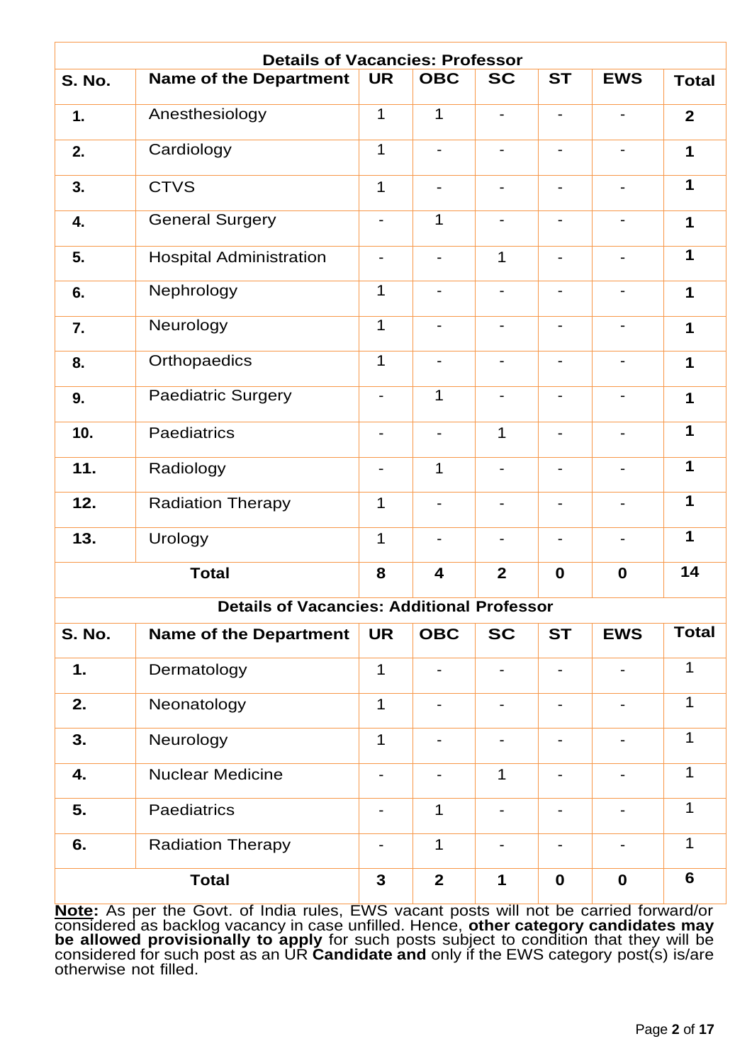| Details of Vacancies: Professor | | | | | | | |
|---|---|---|---|---|---|---|---|
| **S. No.** | **Name of the Department** | **UR** | **OBC** | **SC** | **ST** | **EWS** | **Total** |
| **1.** | Anesthesiology | 1 | 1 | - | - | - | **2** |
| **2.** | Cardiology | 1 | - | - | - | - | **1** |
| **3.** | CTVS | 1 | - | - | - | - | **1** |
| **4.** | General Surgery | - | 1 | - | - | - | **1** |
| **5.** | Hospital Administration | - | - | 1 | - | - | **1** |
| **6.** | Nephrology | 1 | - | - | - | - | **1** |
| **7.** | Neurology | 1 | - | - | - | - | **1** |
| **8.** | Orthopaedics | 1 | - | - | - | - | **1** |
| **9.** | Paediatric Surgery | - | 1 | - | - | - | **1** |
| **10.** | Paediatrics | - | - | 1 | - | - | **1** |
| **11.** | Radiology | - | 1 | - | - | - | **1** |
| **12.** | Radiation Therapy | 1 | - | - | - | - | **1** |
| **13.** | Urology | 1 | - | - | - | - | **1** |
| **Total** | | **8** | **4** | **2** | **0** | **0** | **14** |

| Details of Vacancies: Additional Professor | | | | | | | |
|---|---|---|---|---|---|---|---|
| **S. No.** | **Name of the Department** | **UR** | **OBC** | **SC** | **ST** | **EWS** | **Total** |
| **1.** | Dermatology | 1 | - | - | - | - | 1 |
| **2.** | Neonatology | 1 | - | - | - | - | 1 |
| **3.** | Neurology | 1 | - | - | - | - | 1 |
| **4.** | Nuclear Medicine | - | - | 1 | - | - | 1 |
| **5.** | Paediatrics | - | 1 | - | - | - | 1 |
| **6.** | Radiation Therapy | - | 1 | - | - | - | 1 |
| **Total** | | **3** | **2** | **1** | **0** | **0** | **6** |

**Note:** As per the Govt. of India rules, EWS vacant posts will not be carried forward/or considered as backlog vacancy in case unfilled. Hence, **other category candidates may be allowed provisionally to apply** for such posts subject to condition that they will be considered for such post as an UR **Candidate and** only if the EWS category post(s) is/are otherwise not filled.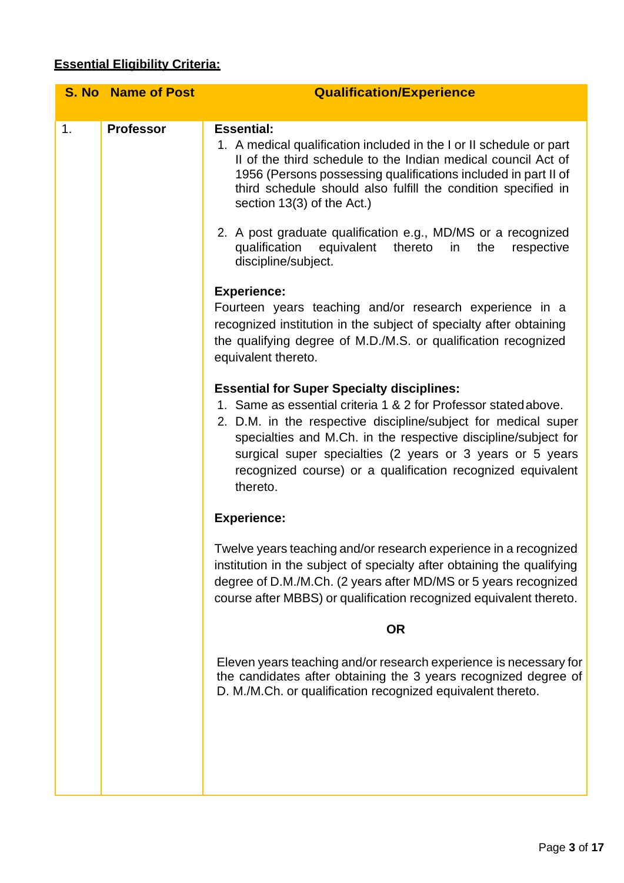**Essential Eligibility Criteria:**

| S. No | Name of Post | Qualification/Experience |
|---|---|---|
| 1. | **Professor** | **Essential:**<br>1. A medical qualification included in the I or II schedule or part II of the third schedule to the Indian medical council Act of 1956 (Persons possessing qualifications included in part II of third schedule should also fulfill the condition specified in section 13(3) of the Act.)<br>2. A post graduate qualification e.g., MD/MS or a recognized qualification equivalent thereto in the respective discipline/subject.<br><br>**Experience:**<br>Fourteen years teaching and/or research experience in a recognized institution in the subject of specialty after obtaining the qualifying degree of M.D./M.S. or qualification recognized equivalent thereto.<br><br>**Essential for Super Specialty disciplines:**<br>1. Same as essential criteria 1 & 2 for Professor stated above.<br>2. D.M. in the respective discipline/subject for medical super specialties and M.Ch. in the respective discipline/subject for surgical super specialties (2 years or 3 years or 5 years recognized course) or a qualification recognized equivalent thereto.<br><br>**Experience:**<br>Twelve years teaching and/or research experience in a recognized institution in the subject of specialty after obtaining the qualifying degree of D.M./M.Ch. (2 years after MD/MS or 5 years recognized course after MBBS) or qualification recognized equivalent thereto.<br><br>**OR**<br><br>Eleven years teaching and/or research experience is necessary for the candidates after obtaining the 3 years recognized degree of D. M./M.Ch. or qualification recognized equivalent thereto. |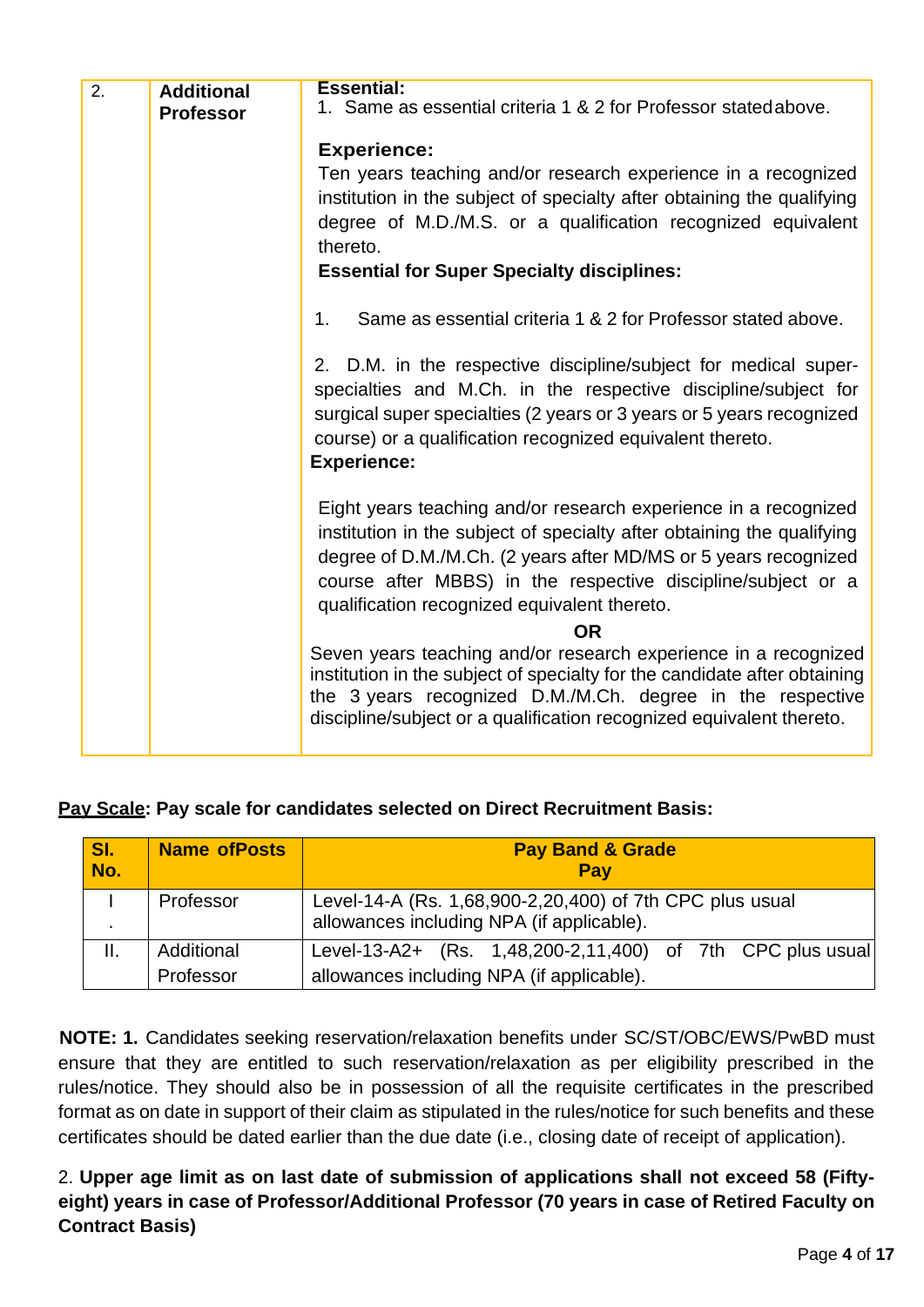| 2. | **Additional Professor** | **Essential:**<br>1. Same as essential criteria 1 & 2 for Professor statedabove.<br><br>**Experience:**<br>Ten years teaching and/or research experience in a recognized institution in the subject of specialty after obtaining the qualifying degree of M.D./M.S. or a qualification recognized equivalent thereto.<br>**Essential for Super Specialty disciplines:**<br><br>1. Same as essential criteria 1 & 2 for Professor stated above.<br><br>2. D.M. in the respective discipline/subject for medical super-specialties and M.Ch. in the respective discipline/subject for surgical super specialties (2 years or 3 years or 5 years recognized course) or a qualification recognized equivalent thereto.<br>**Experience:**<br><br>Eight years teaching and/or research experience in a recognized institution in the subject of specialty after obtaining the qualifying degree of D.M./M.Ch. (2 years after MD/MS or 5 years recognized course after MBBS) in the respective discipline/subject or a qualification recognized equivalent thereto.<br>**OR**<br>Seven years teaching and/or research experience in a recognized institution in the subject of specialty for the candidate after obtaining the 3 years recognized D.M./M.Ch. degree in the respective discipline/subject or a qualification recognized equivalent thereto. |
|---|---|---|

**Pay Scale: Pay scale for candidates selected on Direct Recruitment Basis:**

| Sl. No. | Name ofPosts | Pay Band & Grade Pay |
|---|---|---|
| I. | Professor | Level-14-A (Rs. 1,68,900-2,20,400) of 7th CPC plus usual allowances including NPA (if applicable). |
| II. | Additional Professor | Level-13-A2+ (Rs. 1,48,200-2,11,400) of 7th CPC plus usual allowances including NPA (if applicable). |

**NOTE: 1.** Candidates seeking reservation/relaxation benefits under SC/ST/OBC/EWS/PwBD must ensure that they are entitled to such reservation/relaxation as per eligibility prescribed in the rules/notice. They should also be in possession of all the requisite certificates in the prescribed format as on date in support of their claim as stipulated in the rules/notice for such benefits and these certificates should be dated earlier than the due date (i.e., closing date of receipt of application).

2. **Upper age limit as on last date of submission of applications shall not exceed 58 (Fifty-eight) years in case of Professor/Additional Professor (70 years in case of Retired Faculty on Contract Basis)**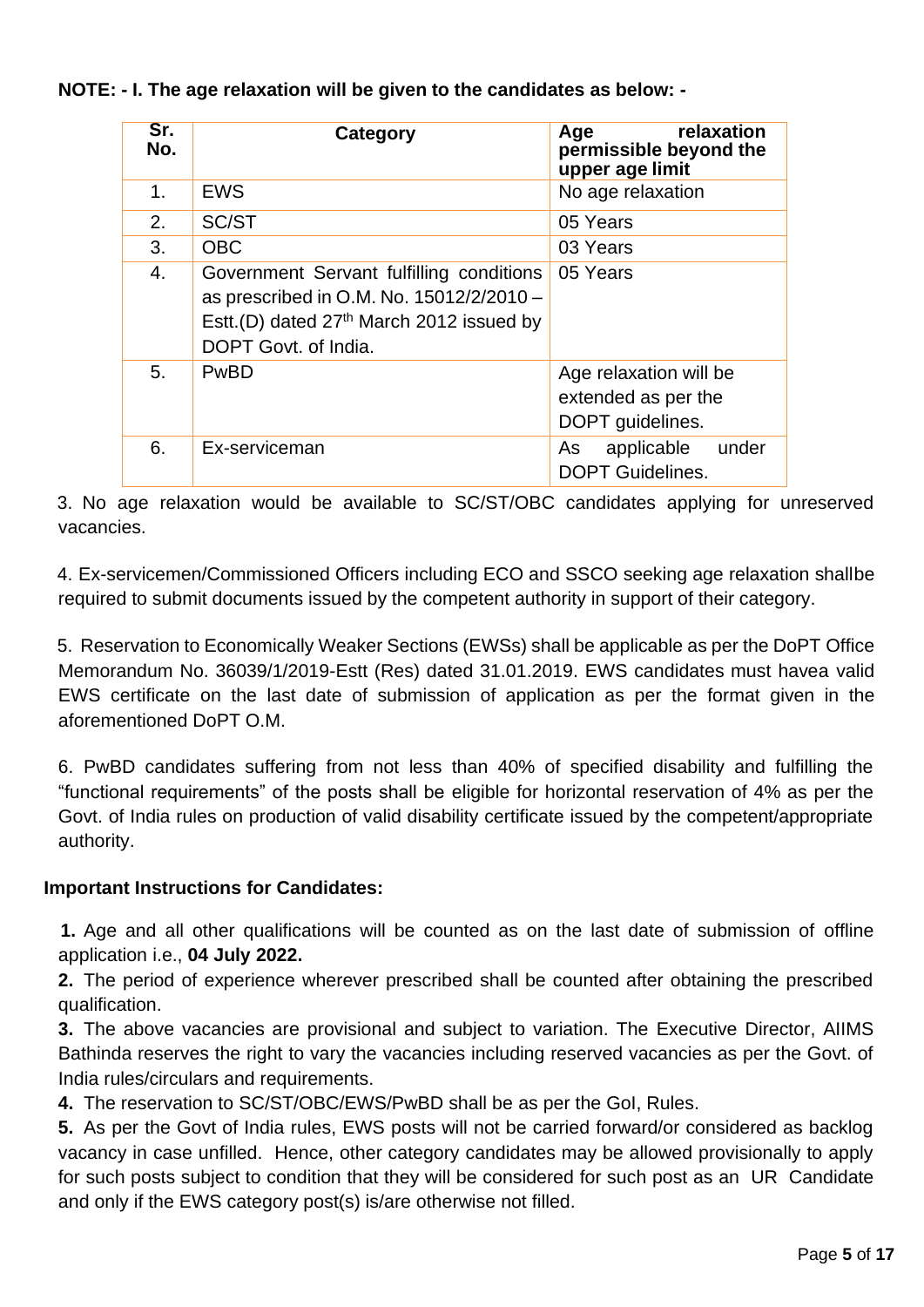**NOTE: - I. The age relaxation will be given to the candidates as below: -**

| Sr. No. | Category | Age relaxation permissible beyond the upper age limit |
|---|---|---|
| 1. | EWS | No age relaxation |
| 2. | SC/ST | 05 Years |
| 3. | OBC | 03 Years |
| 4. | Government Servant fulfilling conditions as prescribed in O.M. No. 15012/2/2010 – Estt.(D) dated 27th March 2012 issued by DOPT Govt. of India. | 05 Years |
| 5. | PwBD | Age relaxation will be extended as per the DOPT guidelines. |
| 6. | Ex-serviceman | As applicable under DOPT Guidelines. |

3. No age relaxation would be available to SC/ST/OBC candidates applying for unreserved vacancies.

4. Ex-servicemen/Commissioned Officers including ECO and SSCO seeking age relaxation shallbe required to submit documents issued by the competent authority in support of their category.

5. Reservation to Economically Weaker Sections (EWSs) shall be applicable as per the DoPT Office Memorandum No. 36039/1/2019-Estt (Res) dated 31.01.2019. EWS candidates must havea valid EWS certificate on the last date of submission of application as per the format given in the aforementioned DoPT O.M.

6. PwBD candidates suffering from not less than 40% of specified disability and fulfilling the "functional requirements" of the posts shall be eligible for horizontal reservation of 4% as per the Govt. of India rules on production of valid disability certificate issued by the competent/appropriate authority.

**Important Instructions for Candidates:**

**1.** Age and all other qualifications will be counted as on the last date of submission of offline application i.e., **04 July 2022.**

**2.** The period of experience wherever prescribed shall be counted after obtaining the prescribed qualification.

**3.** The above vacancies are provisional and subject to variation. The Executive Director, AIIMS Bathinda reserves the right to vary the vacancies including reserved vacancies as per the Govt. of India rules/circulars and requirements.

**4.** The reservation to SC/ST/OBC/EWS/PwBD shall be as per the GoI, Rules.

**5.** As per the Govt of India rules, EWS posts will not be carried forward/or considered as backlog vacancy in case unfilled. Hence, other category candidates may be allowed provisionally to apply for such posts subject to condition that they will be considered for such post as an UR Candidate and only if the EWS category post(s) is/are otherwise not filled.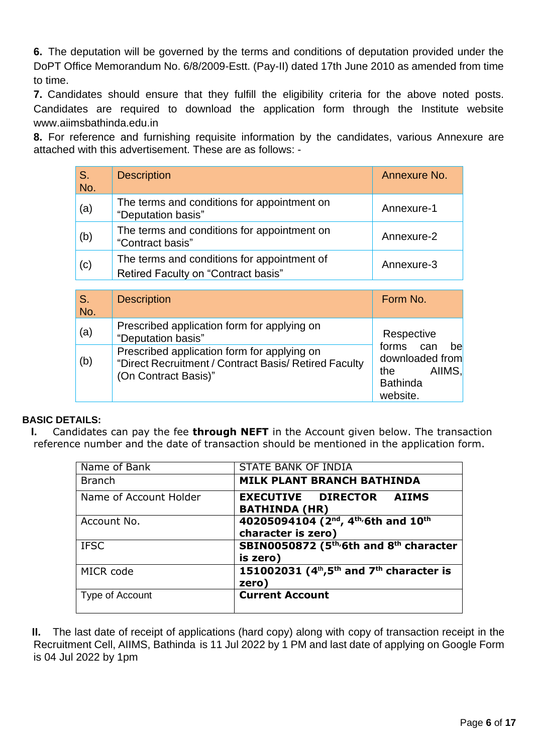**6.** The deputation will be governed by the terms and conditions of deputation provided under the DoPT Office Memorandum No. 6/8/2009-Estt. (Pay-II) dated 17th June 2010 as amended from time to time.

**7.** Candidates should ensure that they fulfill the eligibility criteria for the above noted posts. Candidates are required to download the application form through the Institute website www.aiimsbathinda.edu.in

**8.** For reference and furnishing requisite information by the candidates, various Annexure are attached with this advertisement. These are as follows: -

| S. No. | Description | Annexure No. |
|---|---|---|
| (a) | The terms and conditions for appointment on "Deputation basis" | Annexure-1 |
| (b) | The terms and conditions for appointment on "Contract basis" | Annexure-2 |
| (c) | The terms and conditions for appointment of Retired Faculty on "Contract basis" | Annexure-3 |

| S. No. | Description | Form No. |
|---|---|---|
| (a) | Prescribed application form for applying on "Deputation basis" | Respective forms can be downloaded from the AIIMS, Bathinda website. |
| (b) | Prescribed application form for applying on "Direct Recruitment / Contract Basis/ Retired Faculty (On Contract Basis)" | |

**BASIC DETAILS:**

**I.** Candidates can pay the fee **through NEFT** in the Account given below. The transaction reference number and the date of transaction should be mentioned in the application form.

| Name of Bank | STATE BANK OF INDIA |
|---|---|
| Branch | **MILK PLANT BRANCH BATHINDA** |
| Name of Account Holder | **EXECUTIVE DIRECTOR AIIMS BATHINDA (HR)** |
| Account No. | **40205094104 (2nd, 4th,6th and 10th character is zero)** |
| IFSC | **SBIN0050872 (5th,6th and 8th character is zero)** |
| MICR code | **151002031 (4th,5th and 7th character is zero)** |
| Type of Account | **Current Account** |

**II.** The last date of receipt of applications (hard copy) along with copy of transaction receipt in the Recruitment Cell, AIIMS, Bathinda is 11 Jul 2022 by 1 PM and last date of applying on Google Form is 04 Jul 2022 by 1pm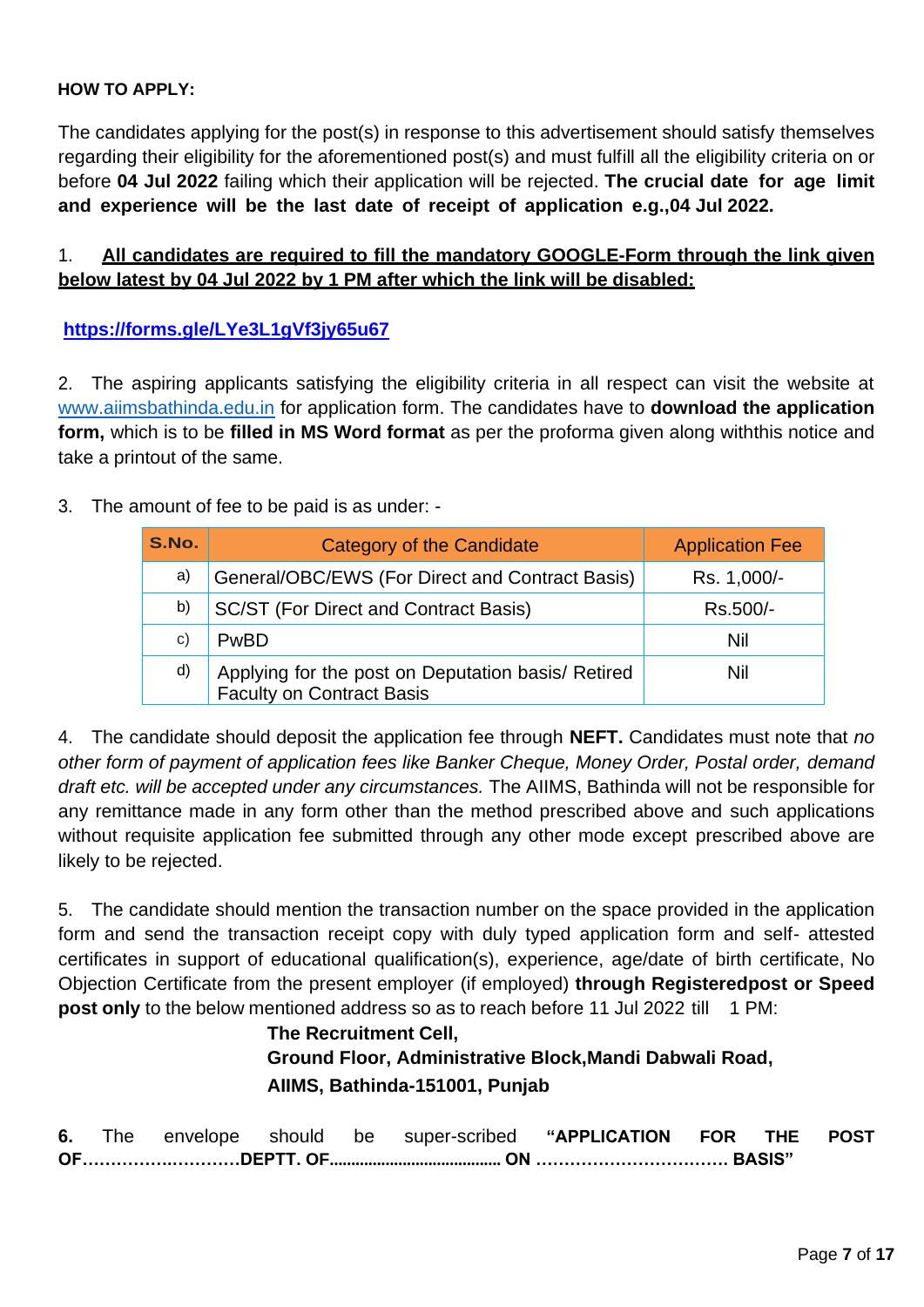**HOW TO APPLY:**

The candidates applying for the post(s) in response to this advertisement should satisfy themselves regarding their eligibility for the aforementioned post(s) and must fulfill all the eligibility criteria on or before **04 Jul 2022** failing which their application will be rejected. **The crucial date for age limit and experience will be the last date of receipt of application e.g.,04 Jul 2022.**

1. **All candidates are required to fill the mandatory GOOGLE-Form through the link given below latest by 04 Jul 2022 by 1 PM after which the link will be disabled:**

**https://forms.gle/LYe3L1gVf3jy65u67**

2. The aspiring applicants satisfying the eligibility criteria in all respect can visit the website at www.aiimsbathinda.edu.in for application form. The candidates have to **download the application form,** which is to be **filled in MS Word format** as per the proforma given along withthis notice and take a printout of the same.

3. The amount of fee to be paid is as under: -

| S.No. | Category of the Candidate | Application Fee |
|---|---|---|
| a) | General/OBC/EWS (For Direct and Contract Basis) | Rs. 1,000/- |
| b) | SC/ST (For Direct and Contract Basis) | Rs.500/- |
| c) | PwBD | Nil |
| d) | Applying for the post on Deputation basis/ Retired Faculty on Contract Basis | Nil |

4. The candidate should deposit the application fee through **NEFT.** Candidates must note that *no other form of payment of application fees like Banker Cheque, Money Order, Postal order, demand draft etc. will be accepted under any circumstances.* The AIIMS, Bathinda will not be responsible for any remittance made in any form other than the method prescribed above and such applications without requisite application fee submitted through any other mode except prescribed above are likely to be rejected.

5. The candidate should mention the transaction number on the space provided in the application form and send the transaction receipt copy with duly typed application form and self- attested certificates in support of educational qualification(s), experience, age/date of birth certificate, No Objection Certificate from the present employer (if employed) **through Registeredpost or Speed post only** to the below mentioned address so as to reach before 11 Jul 2022 till 1 PM:

**The Recruitment Cell,**
**Ground Floor, Administrative Block,Mandi Dabwali Road,**
**AIIMS, Bathinda-151001, Punjab**

**6.** The envelope should be super-scribed **"APPLICATION FOR THE POST OF………………………DEPTT. OF........................................ ON …………………………… BASIS"**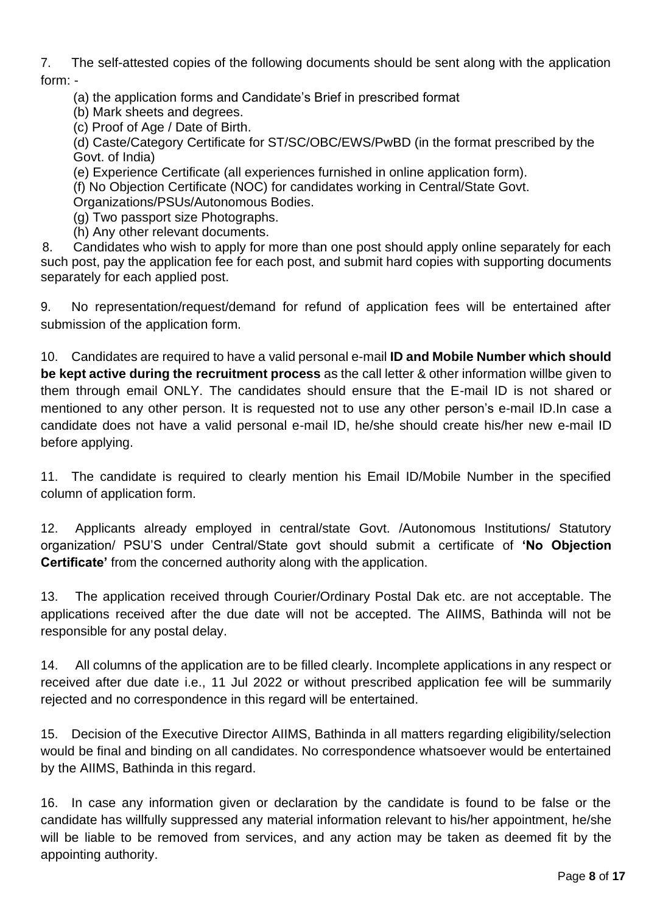7. The self-attested copies of the following documents should be sent along with the application form: -

   (a) the application forms and Candidate's Brief in prescribed format
   (b) Mark sheets and degrees.
   (c) Proof of Age / Date of Birth.
   (d) Caste/Category Certificate for ST/SC/OBC/EWS/PwBD (in the format prescribed by the Govt. of India)
   (e) Experience Certificate (all experiences furnished in online application form).
   (f) No Objection Certificate (NOC) for candidates working in Central/State Govt. Organizations/PSUs/Autonomous Bodies.
   (g) Two passport size Photographs.
   (h) Any other relevant documents.

8. Candidates who wish to apply for more than one post should apply online separately for each such post, pay the application fee for each post, and submit hard copies with supporting documents separately for each applied post.

9. No representation/request/demand for refund of application fees will be entertained after submission of the application form.

10. Candidates are required to have a valid personal e-mail **ID and Mobile Number which should be kept active during the recruitment process** as the call letter & other information willbe given to them through email ONLY. The candidates should ensure that the E-mail ID is not shared or mentioned to any other person. It is requested not to use any other person's e-mail ID.In case a candidate does not have a valid personal e-mail ID, he/she should create his/her new e-mail ID before applying.

11. The candidate is required to clearly mention his Email ID/Mobile Number in the specified column of application form.

12. Applicants already employed in central/state Govt. /Autonomous Institutions/ Statutory organization/ PSU'S under Central/State govt should submit a certificate of **'No Objection Certificate'** from the concerned authority along with the application.

13. The application received through Courier/Ordinary Postal Dak etc. are not acceptable. The applications received after the due date will not be accepted. The AIIMS, Bathinda will not be responsible for any postal delay.

14. All columns of the application are to be filled clearly. Incomplete applications in any respect or received after due date i.e., 11 Jul 2022 or without prescribed application fee will be summarily rejected and no correspondence in this regard will be entertained.

15. Decision of the Executive Director AIIMS, Bathinda in all matters regarding eligibility/selection would be final and binding on all candidates. No correspondence whatsoever would be entertained by the AIIMS, Bathinda in this regard.

16. In case any information given or declaration by the candidate is found to be false or the candidate has willfully suppressed any material information relevant to his/her appointment, he/she will be liable to be removed from services, and any action may be taken as deemed fit by the appointing authority.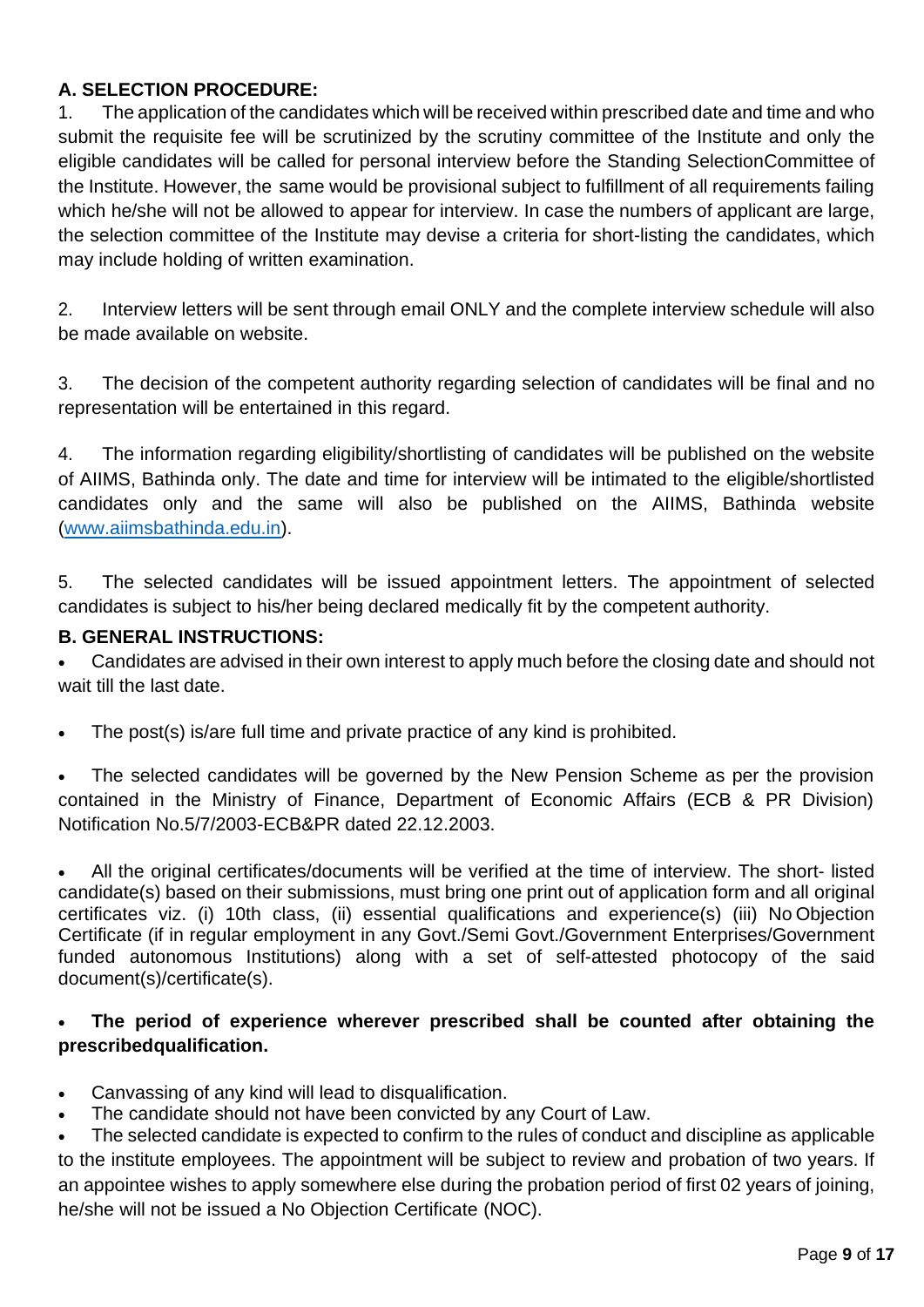**A. SELECTION PROCEDURE:**

1. The application of the candidates which will be received within prescribed date and time and who submit the requisite fee will be scrutinized by the scrutiny committee of the Institute and only the eligible candidates will be called for personal interview before the Standing SelectionCommittee of the Institute. However, the same would be provisional subject to fulfillment of all requirements failing which he/she will not be allowed to appear for interview. In case the numbers of applicant are large, the selection committee of the Institute may devise a criteria for short-listing the candidates, which may include holding of written examination.

2. Interview letters will be sent through email ONLY and the complete interview schedule will also be made available on website.

3. The decision of the competent authority regarding selection of candidates will be final and no representation will be entertained in this regard.

4. The information regarding eligibility/shortlisting of candidates will be published on the website of AIIMS, Bathinda only. The date and time for interview will be intimated to the eligible/shortlisted candidates only and the same will also be published on the AIIMS, Bathinda website (www.aiimsbathinda.edu.in).

5. The selected candidates will be issued appointment letters. The appointment of selected candidates is subject to his/her being declared medically fit by the competent authority.

**B. GENERAL INSTRUCTIONS:**

- Candidates are advised in their own interest to apply much before the closing date and should not wait till the last date.

- The post(s) is/are full time and private practice of any kind is prohibited.

- The selected candidates will be governed by the New Pension Scheme as per the provision contained in the Ministry of Finance, Department of Economic Affairs (ECB & PR Division) Notification No.5/7/2003-ECB&PR dated 22.12.2003.

- All the original certificates/documents will be verified at the time of interview. The short- listed candidate(s) based on their submissions, must bring one print out of application form and all original certificates viz. (i) 10th class, (ii) essential qualifications and experience(s) (iii) No Objection Certificate (if in regular employment in any Govt./Semi Govt./Government Enterprises/Government funded autonomous Institutions) along with a set of self-attested photocopy of the said document(s)/certificate(s).

- **The period of experience wherever prescribed shall be counted after obtaining the prescribedqualification.**

- Canvassing of any kind will lead to disqualification.
- The candidate should not have been convicted by any Court of Law.
- The selected candidate is expected to confirm to the rules of conduct and discipline as applicable to the institute employees. The appointment will be subject to review and probation of two years. If an appointee wishes to apply somewhere else during the probation period of first 02 years of joining, he/she will not be issued a No Objection Certificate (NOC).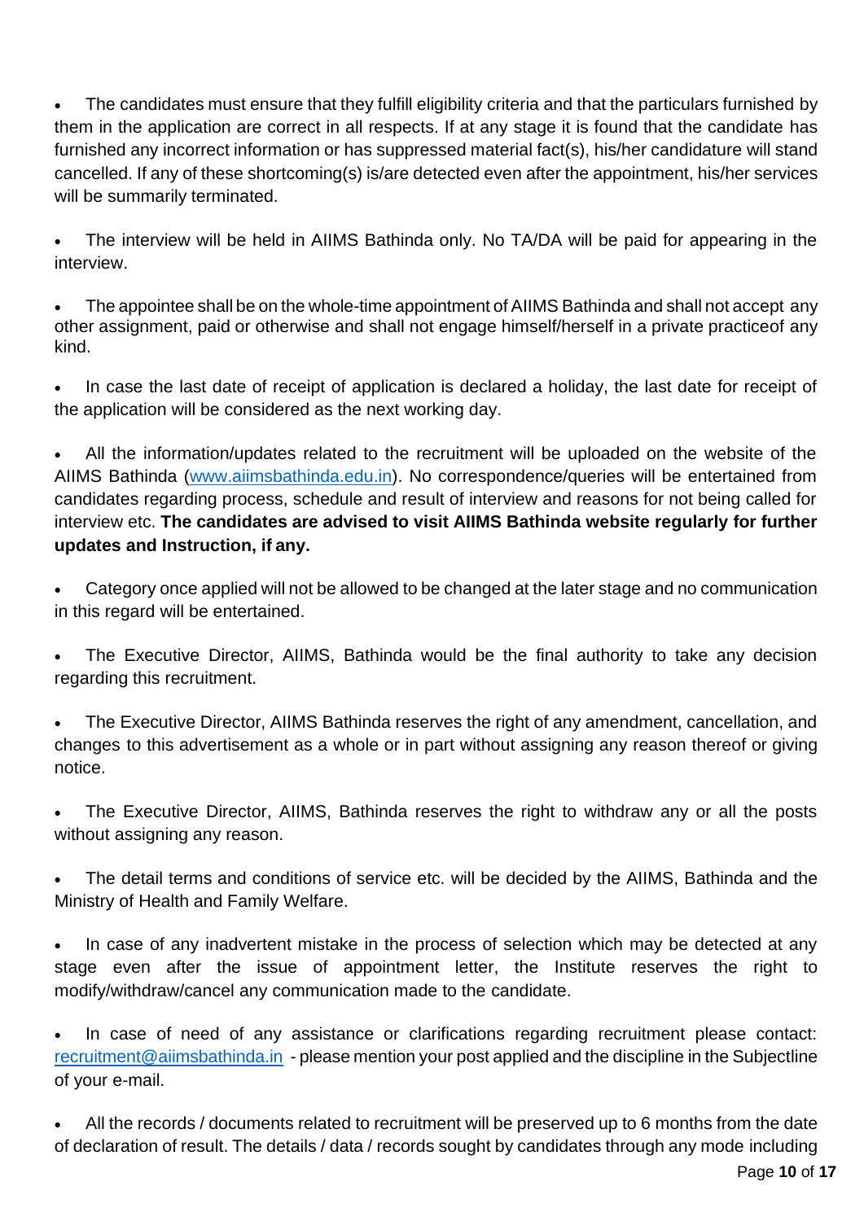- The candidates must ensure that they fulfill eligibility criteria and that the particulars furnished by them in the application are correct in all respects. If at any stage it is found that the candidate has furnished any incorrect information or has suppressed material fact(s), his/her candidature will stand cancelled. If any of these shortcoming(s) is/are detected even after the appointment, his/her services will be summarily terminated.

- The interview will be held in AIIMS Bathinda only. No TA/DA will be paid for appearing in the interview.

- The appointee shall be on the whole-time appointment of AIIMS Bathinda and shall not accept any other assignment, paid or otherwise and shall not engage himself/herself in a private practiceof any kind.

- In case the last date of receipt of application is declared a holiday, the last date for receipt of the application will be considered as the next working day.

- All the information/updates related to the recruitment will be uploaded on the website of the AIIMS Bathinda ([www.aiimsbathinda.edu.in](http://www.aiimsbathinda.edu.in)). No correspondence/queries will be entertained from candidates regarding process, schedule and result of interview and reasons for not being called for interview etc. **The candidates are advised to visit AIIMS Bathinda website regularly for further updates and Instruction, if any.**

- Category once applied will not be allowed to be changed at the later stage and no communication in this regard will be entertained.

- The Executive Director, AIIMS, Bathinda would be the final authority to take any decision regarding this recruitment.

- The Executive Director, AIIMS Bathinda reserves the right of any amendment, cancellation, and changes to this advertisement as a whole or in part without assigning any reason thereof or giving notice.

- The Executive Director, AIIMS, Bathinda reserves the right to withdraw any or all the posts without assigning any reason.

- The detail terms and conditions of service etc. will be decided by the AIIMS, Bathinda and the Ministry of Health and Family Welfare.

- In case of any inadvertent mistake in the process of selection which may be detected at any stage even after the issue of appointment letter, the Institute reserves the right to modify/withdraw/cancel any communication made to the candidate.

- In case of need of any assistance or clarifications regarding recruitment please contact: [recruitment@aiimsbathinda.in](mailto:recruitment@aiimsbathinda.in) - please mention your post applied and the discipline in the Subjectline of your e-mail.

- All the records / documents related to recruitment will be preserved up to 6 months from the date of declaration of result. The details / data / records sought by candidates through any mode including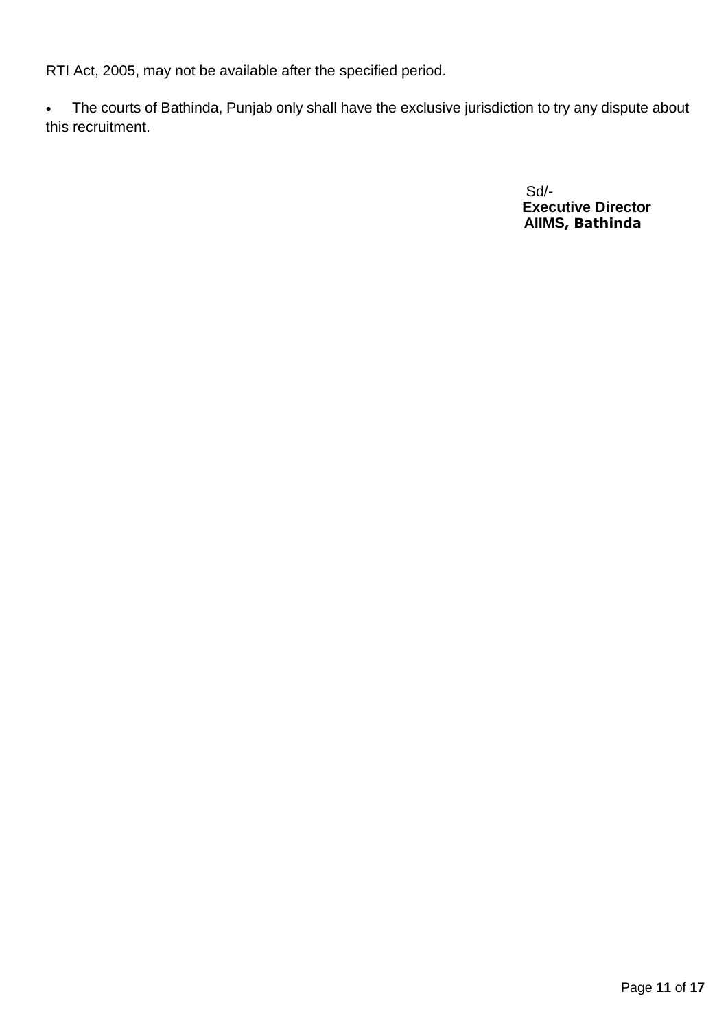RTI Act, 2005, may not be available after the specified period.

- The courts of Bathinda, Punjab only shall have the exclusive jurisdiction to try any dispute about this recruitment.

Sd/-
**Executive Director**
**AIIMS, Bathinda**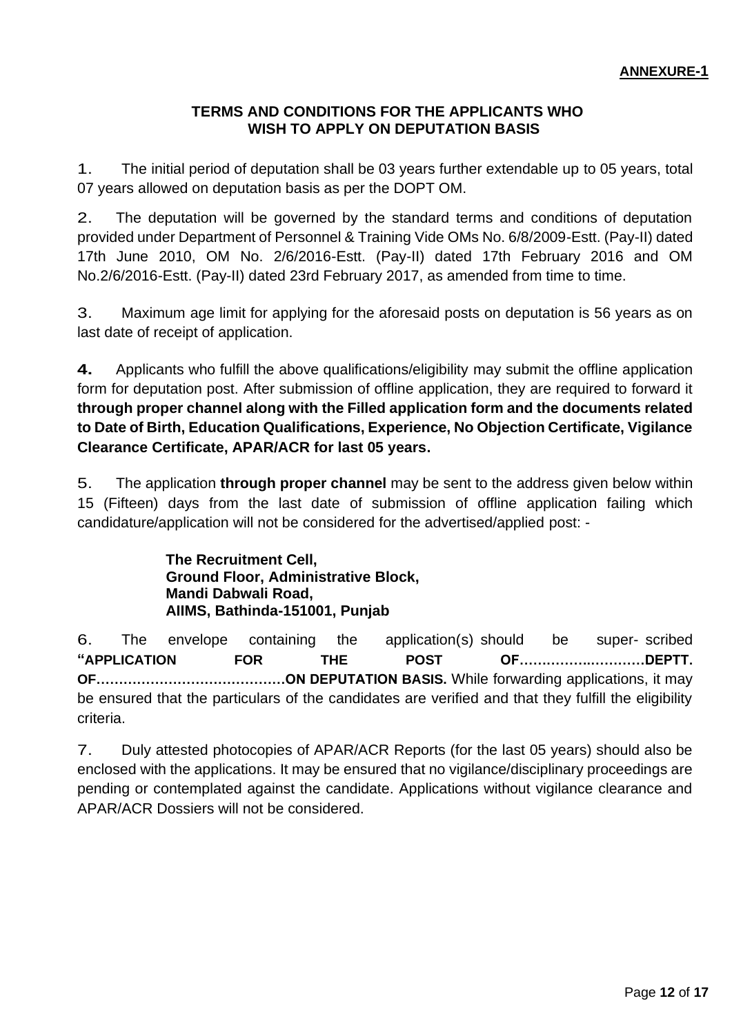**ANNEXURE-1**

## TERMS AND CONDITIONS FOR THE APPLICANTS WHO WISH TO APPLY ON DEPUTATION BASIS

1. The initial period of deputation shall be 03 years further extendable up to 05 years, total 07 years allowed on deputation basis as per the DOPT OM.

2. The deputation will be governed by the standard terms and conditions of deputation provided under Department of Personnel & Training Vide OMs No. 6/8/2009-Estt. (Pay-II) dated 17th June 2010, OM No. 2/6/2016-Estt. (Pay-II) dated 17th February 2016 and OM No.2/6/2016-Estt. (Pay-II) dated 23rd February 2017, as amended from time to time.

3. Maximum age limit for applying for the aforesaid posts on deputation is 56 years as on last date of receipt of application.

4. Applicants who fulfill the above qualifications/eligibility may submit the offline application form for deputation post. After submission of offline application, they are required to forward it **through proper channel along with the Filled application form and the documents related to Date of Birth, Education Qualifications, Experience, No Objection Certificate, Vigilance Clearance Certificate, APAR/ACR for last 05 years.**

5. The application **through proper channel** may be sent to the address given below within 15 (Fifteen) days from the last date of submission of offline application failing which candidature/application will not be considered for the advertised/applied post: -

> **The Recruitment Cell,**
> **Ground Floor, Administrative Block,**
> **Mandi Dabwali Road,**
> **AIIMS, Bathinda-151001, Punjab**

6. The envelope containing the application(s) should be super- scribed **"APPLICATION FOR THE POST OF……………………….DEPTT. OF……………………………………ON DEPUTATION BASIS.** While forwarding applications, it may be ensured that the particulars of the candidates are verified and that they fulfill the eligibility criteria.

7. Duly attested photocopies of APAR/ACR Reports (for the last 05 years) should also be enclosed with the applications. It may be ensured that no vigilance/disciplinary proceedings are pending or contemplated against the candidate. Applications without vigilance clearance and APAR/ACR Dossiers will not be considered.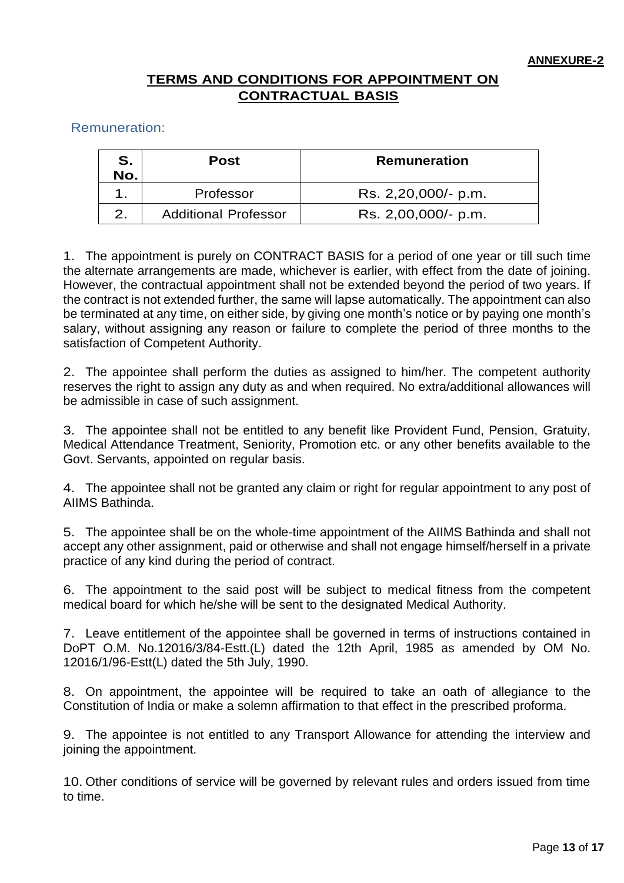**ANNEXURE-2**

## TERMS AND CONDITIONS FOR APPOINTMENT ON CONTRACTUAL BASIS

### Remuneration:

| S. No. | Post | Remuneration |
|---|---|---|
| 1. | Professor | Rs. 2,20,000/- p.m. |
| 2. | Additional Professor | Rs. 2,00,000/- p.m. |

1. The appointment is purely on CONTRACT BASIS for a period of one year or till such time the alternate arrangements are made, whichever is earlier, with effect from the date of joining. However, the contractual appointment shall not be extended beyond the period of two years. If the contract is not extended further, the same will lapse automatically. The appointment can also be terminated at any time, on either side, by giving one month's notice or by paying one month's salary, without assigning any reason or failure to complete the period of three months to the satisfaction of Competent Authority.

2. The appointee shall perform the duties as assigned to him/her. The competent authority reserves the right to assign any duty as and when required. No extra/additional allowances will be admissible in case of such assignment.

3. The appointee shall not be entitled to any benefit like Provident Fund, Pension, Gratuity, Medical Attendance Treatment, Seniority, Promotion etc. or any other benefits available to the Govt. Servants, appointed on regular basis.

4. The appointee shall not be granted any claim or right for regular appointment to any post of AIIMS Bathinda.

5. The appointee shall be on the whole-time appointment of the AIIMS Bathinda and shall not accept any other assignment, paid or otherwise and shall not engage himself/herself in a private practice of any kind during the period of contract.

6. The appointment to the said post will be subject to medical fitness from the competent medical board for which he/she will be sent to the designated Medical Authority.

7. Leave entitlement of the appointee shall be governed in terms of instructions contained in DoPT O.M. No.12016/3/84-Estt.(L) dated the 12th April, 1985 as amended by OM No. 12016/1/96-Estt(L) dated the 5th July, 1990.

8. On appointment, the appointee will be required to take an oath of allegiance to the Constitution of India or make a solemn affirmation to that effect in the prescribed proforma.

9. The appointee is not entitled to any Transport Allowance for attending the interview and joining the appointment.

10. Other conditions of service will be governed by relevant rules and orders issued from time to time.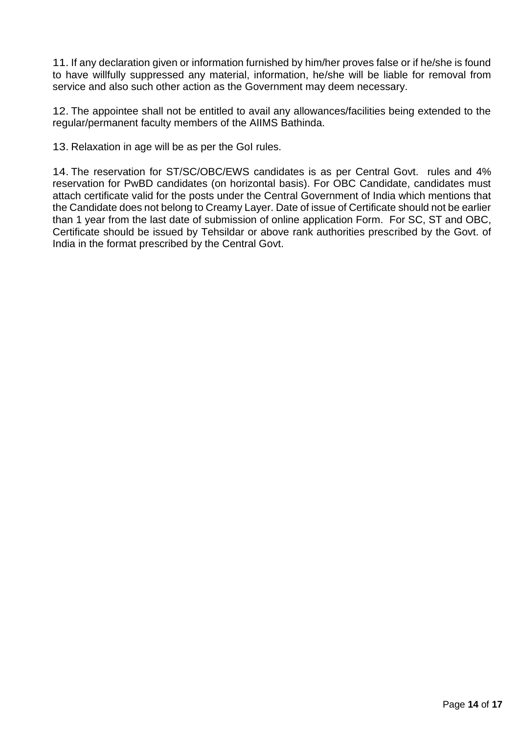11. If any declaration given or information furnished by him/her proves false or if he/she is found to have willfully suppressed any material, information, he/she will be liable for removal from service and also such other action as the Government may deem necessary.

12. The appointee shall not be entitled to avail any allowances/facilities being extended to the regular/permanent faculty members of the AIIMS Bathinda.

13. Relaxation in age will be as per the GoI rules.

14. The reservation for ST/SC/OBC/EWS candidates is as per Central Govt. rules and 4% reservation for PwBD candidates (on horizontal basis). For OBC Candidate, candidates must attach certificate valid for the posts under the Central Government of India which mentions that the Candidate does not belong to Creamy Layer. Date of issue of Certificate should not be earlier than 1 year from the last date of submission of online application Form. For SC, ST and OBC, Certificate should be issued by Tehsildar or above rank authorities prescribed by the Govt. of India in the format prescribed by the Central Govt.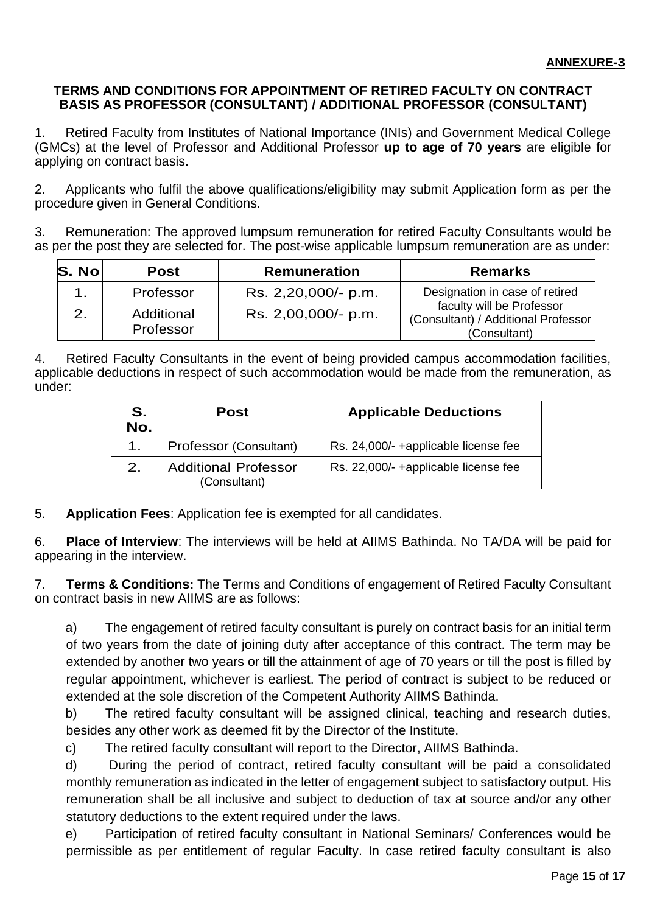**ANNEXURE-3**

**TERMS AND CONDITIONS FOR APPOINTMENT OF RETIRED FACULTY ON CONTRACT BASIS AS PROFESSOR (CONSULTANT) / ADDITIONAL PROFESSOR (CONSULTANT)**

1. Retired Faculty from Institutes of National Importance (INIs) and Government Medical College (GMCs) at the level of Professor and Additional Professor **up to age of 70 years** are eligible for applying on contract basis.

2. Applicants who fulfil the above qualifications/eligibility may submit Application form as per the procedure given in General Conditions.

3. Remuneration: The approved lumpsum remuneration for retired Faculty Consultants would be as per the post they are selected for. The post-wise applicable lumpsum remuneration are as under:

| S. No | Post | Remuneration | Remarks |
|---|---|---|---|
| 1. | Professor | Rs. 2,20,000/- p.m. | Designation in case of retired faculty will be Professor (Consultant) / Additional Professor (Consultant) |
| 2. | Additional Professor | Rs. 2,00,000/- p.m. | |

4. Retired Faculty Consultants in the event of being provided campus accommodation facilities, applicable deductions in respect of such accommodation would be made from the remuneration, as under:

| S. No. | Post | Applicable Deductions |
|---|---|---|
| 1. | Professor (Consultant) | Rs. 24,000/- +applicable license fee |
| 2. | Additional Professor (Consultant) | Rs. 22,000/- +applicable license fee |

5. **Application Fees**: Application fee is exempted for all candidates.

6. **Place of Interview**: The interviews will be held at AIIMS Bathinda. No TA/DA will be paid for appearing in the interview.

7. **Terms & Conditions:** The Terms and Conditions of engagement of Retired Faculty Consultant on contract basis in new AIIMS are as follows:

a) The engagement of retired faculty consultant is purely on contract basis for an initial term of two years from the date of joining duty after acceptance of this contract. The term may be extended by another two years or till the attainment of age of 70 years or till the post is filled by regular appointment, whichever is earliest. The period of contract is subject to be reduced or extended at the sole discretion of the Competent Authority AIIMS Bathinda.

b) The retired faculty consultant will be assigned clinical, teaching and research duties, besides any other work as deemed fit by the Director of the Institute.

c) The retired faculty consultant will report to the Director, AIIMS Bathinda.

d) During the period of contract, retired faculty consultant will be paid a consolidated monthly remuneration as indicated in the letter of engagement subject to satisfactory output. His remuneration shall be all inclusive and subject to deduction of tax at source and/or any other statutory deductions to the extent required under the laws.

e) Participation of retired faculty consultant in National Seminars/ Conferences would be permissible as per entitlement of regular Faculty. In case retired faculty consultant is also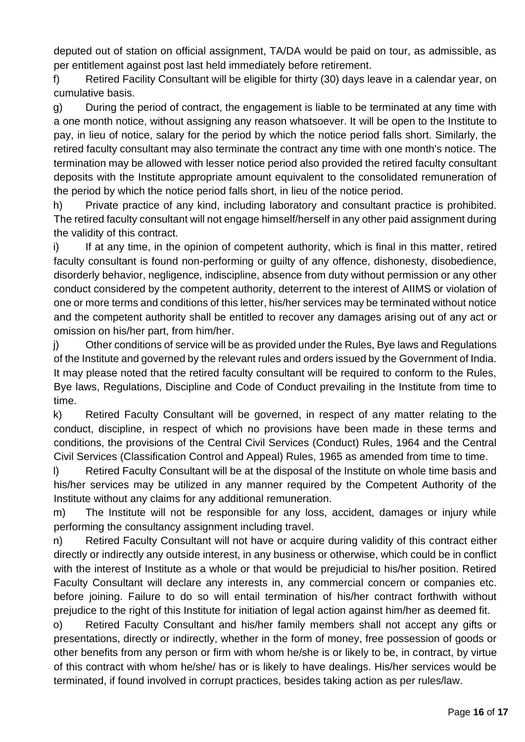deputed out of station on official assignment, TA/DA would be paid on tour, as admissible, as per entitlement against post last held immediately before retirement.

f) Retired Facility Consultant will be eligible for thirty (30) days leave in a calendar year, on cumulative basis.

g) During the period of contract, the engagement is liable to be terminated at any time with a one month notice, without assigning any reason whatsoever. It will be open to the Institute to pay, in lieu of notice, salary for the period by which the notice period falls short. Similarly, the retired faculty consultant may also terminate the contract any time with one month's notice. The termination may be allowed with lesser notice period also provided the retired faculty consultant deposits with the Institute appropriate amount equivalent to the consolidated remuneration of the period by which the notice period falls short, in lieu of the notice period.

h) Private practice of any kind, including laboratory and consultant practice is prohibited. The retired faculty consultant will not engage himself/herself in any other paid assignment during the validity of this contract.

i) If at any time, in the opinion of competent authority, which is final in this matter, retired faculty consultant is found non-performing or guilty of any offence, dishonesty, disobedience, disorderly behavior, negligence, indiscipline, absence from duty without permission or any other conduct considered by the competent authority, deterrent to the interest of AIIMS or violation of one or more terms and conditions of this letter, his/her services may be terminated without notice and the competent authority shall be entitled to recover any damages arising out of any act or omission on his/her part, from him/her.

j) Other conditions of service will be as provided under the Rules, Bye laws and Regulations of the Institute and governed by the relevant rules and orders issued by the Government of India. It may please noted that the retired faculty consultant will be required to conform to the Rules, Bye laws, Regulations, Discipline and Code of Conduct prevailing in the Institute from time to time.

k) Retired Faculty Consultant will be governed, in respect of any matter relating to the conduct, discipline, in respect of which no provisions have been made in these terms and conditions, the provisions of the Central Civil Services (Conduct) Rules, 1964 and the Central Civil Services (Classification Control and Appeal) Rules, 1965 as amended from time to time.

l) Retired Faculty Consultant will be at the disposal of the Institute on whole time basis and his/her services may be utilized in any manner required by the Competent Authority of the Institute without any claims for any additional remuneration.

m) The Institute will not be responsible for any loss, accident, damages or injury while performing the consultancy assignment including travel.

n) Retired Faculty Consultant will not have or acquire during validity of this contract either directly or indirectly any outside interest, in any business or otherwise, which could be in conflict with the interest of Institute as a whole or that would be prejudicial to his/her position. Retired Faculty Consultant will declare any interests in, any commercial concern or companies etc. before joining. Failure to do so will entail termination of his/her contract forthwith without prejudice to the right of this Institute for initiation of legal action against him/her as deemed fit.

o) Retired Faculty Consultant and his/her family members shall not accept any gifts or presentations, directly or indirectly, whether in the form of money, free possession of goods or other benefits from any person or firm with whom he/she is or likely to be, in contract, by virtue of this contract with whom he/she/ has or is likely to have dealings. His/her services would be terminated, if found involved in corrupt practices, besides taking action as per rules/law.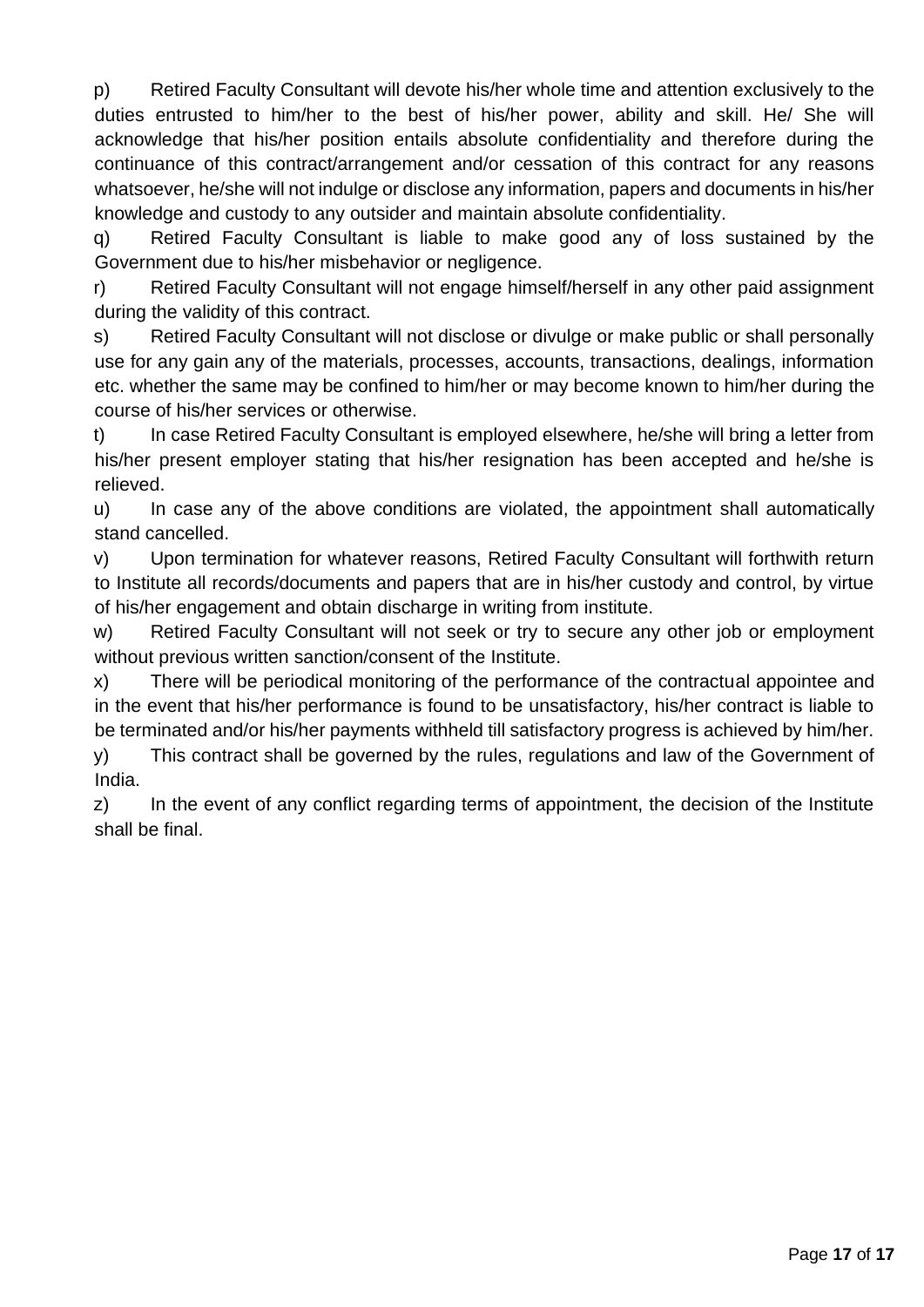p) Retired Faculty Consultant will devote his/her whole time and attention exclusively to the duties entrusted to him/her to the best of his/her power, ability and skill. He/ She will acknowledge that his/her position entails absolute confidentiality and therefore during the continuance of this contract/arrangement and/or cessation of this contract for any reasons whatsoever, he/she will not indulge or disclose any information, papers and documents in his/her knowledge and custody to any outsider and maintain absolute confidentiality.

q) Retired Faculty Consultant is liable to make good any of loss sustained by the Government due to his/her misbehavior or negligence.

r) Retired Faculty Consultant will not engage himself/herself in any other paid assignment during the validity of this contract.

s) Retired Faculty Consultant will not disclose or divulge or make public or shall personally use for any gain any of the materials, processes, accounts, transactions, dealings, information etc. whether the same may be confined to him/her or may become known to him/her during the course of his/her services or otherwise.

t) In case Retired Faculty Consultant is employed elsewhere, he/she will bring a letter from his/her present employer stating that his/her resignation has been accepted and he/she is relieved.

u) In case any of the above conditions are violated, the appointment shall automatically stand cancelled.

v) Upon termination for whatever reasons, Retired Faculty Consultant will forthwith return to Institute all records/documents and papers that are in his/her custody and control, by virtue of his/her engagement and obtain discharge in writing from institute.

w) Retired Faculty Consultant will not seek or try to secure any other job or employment without previous written sanction/consent of the Institute.

x) There will be periodical monitoring of the performance of the contractual appointee and in the event that his/her performance is found to be unsatisfactory, his/her contract is liable to be terminated and/or his/her payments withheld till satisfactory progress is achieved by him/her.

y) This contract shall be governed by the rules, regulations and law of the Government of India.

z) In the event of any conflict regarding terms of appointment, the decision of the Institute shall be final.